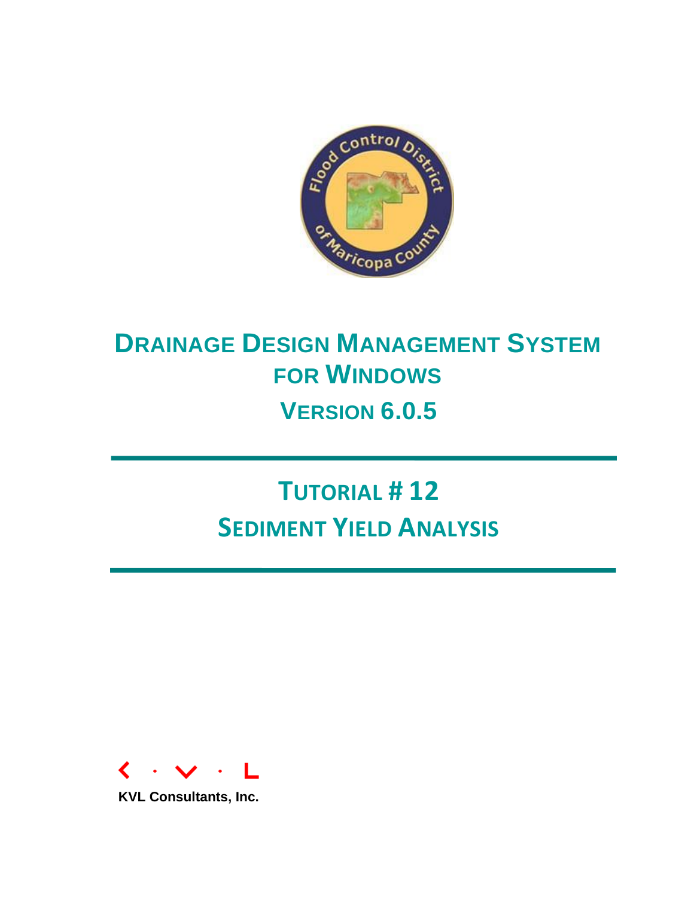# Drainage Design Management System for Windows

## Version 6.0.5

# Tutorial # 12

# Sediment Yield Analysis

KVL Consultants, Inc.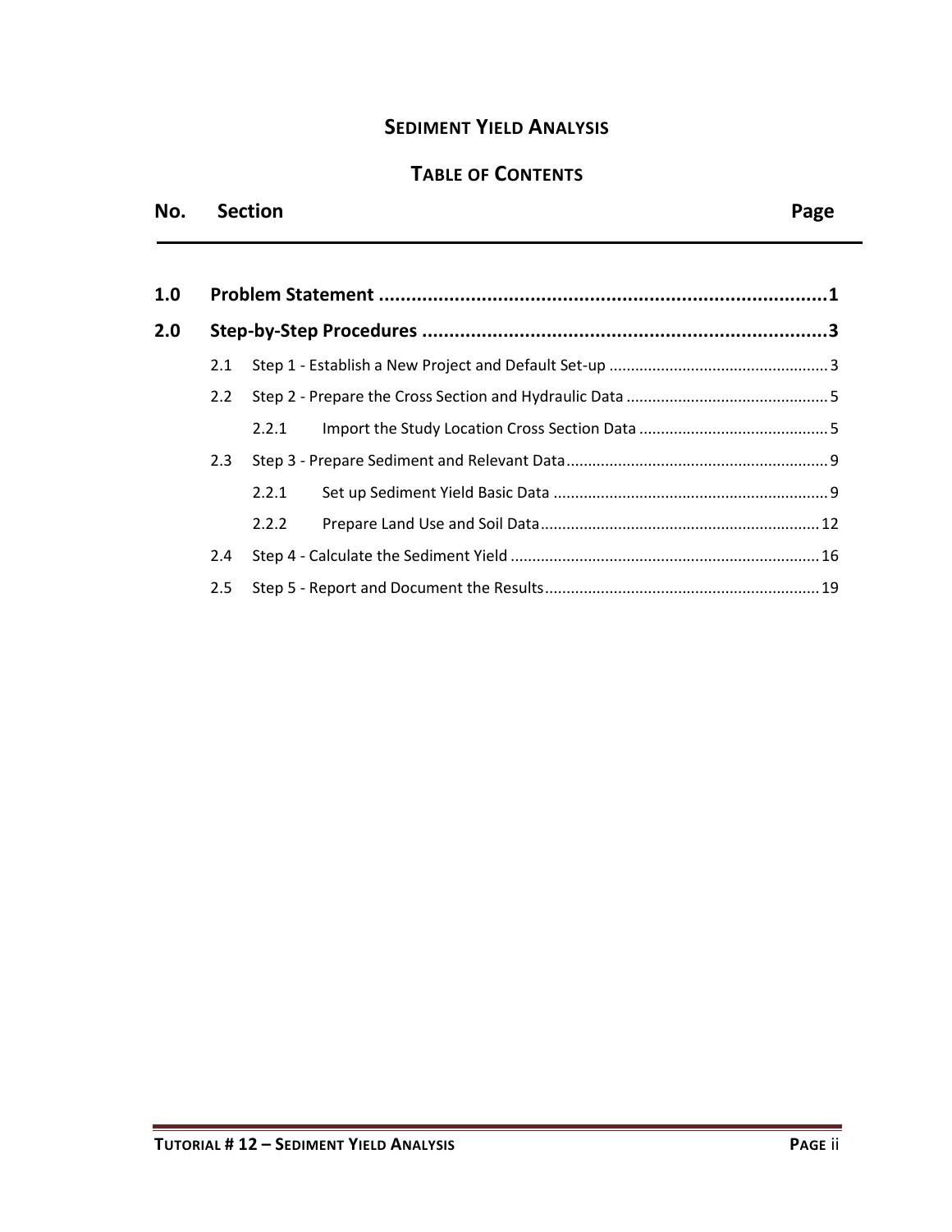# Sediment Yield Analysis

## Table of Contents

| No. | Section | Page |
|---|---|---|
| **1.0** | **Problem Statement** | **1** |
| **2.0** | **Step-by-Step Procedures** | **3** |
| 2.1 | Step 1 - Establish a New Project and Default Set-up | 3 |
| 2.2 | Step 2 - Prepare the Cross Section and Hydraulic Data | 5 |
| 2.2.1 | Import the Study Location Cross Section Data | 5 |
| 2.3 | Step 3 - Prepare Sediment and Relevant Data | 9 |
| 2.2.1 | Set up Sediment Yield Basic Data | 9 |
| 2.2.2 | Prepare Land Use and Soil Data | 12 |
| 2.4 | Step 4 - Calculate the Sediment Yield | 16 |
| 2.5 | Step 5 - Report and Document the Results | 19 |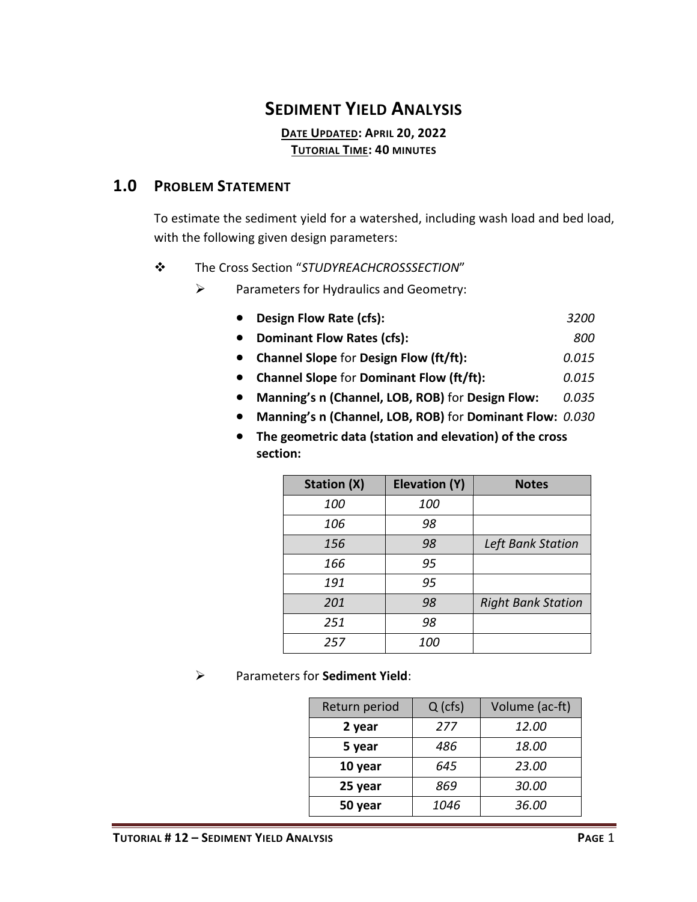# Sediment Yield Analysis

**Date Updated: April 20, 2022**
**Tutorial Time: 40 minutes**

## 1.0 Problem Statement

To estimate the sediment yield for a watershed, including wash load and bed load, with the following given design parameters:

- The Cross Section "*STUDYREACHCROSSSECTION*"
  - Parameters for Hydraulics and Geometry:
    - **Design Flow Rate (cfs):** *3200*
    - **Dominant Flow Rates (cfs):** *800*
    - **Channel Slope** for **Design Flow (ft/ft):** *0.015*
    - **Channel Slope** for **Dominant Flow (ft/ft):** *0.015*
    - **Manning's n (Channel, LOB, ROB)** for **Design Flow:** *0.035*
    - **Manning's n (Channel, LOB, ROB)** for **Dominant Flow:** *0.030*
    - **The geometric data (station and elevation) of the cross section:**

| Station (X) | Elevation (Y) | Notes |
|---|---|---|
| *100* | *100* | |
| *106* | *98* | |
| *156* | *98* | *Left Bank Station* |
| *166* | *95* | |
| *191* | *95* | |
| *201* | *98* | *Right Bank Station* |
| *251* | *98* | |
| *257* | *100* | |

  - Parameters for **Sediment Yield**:

| Return period | Q (cfs) | Volume (ac-ft) |
|---|---|---|
| **2 year** | *277* | *12.00* |
| **5 year** | *486* | *18.00* |
| **10 year** | *645* | *23.00* |
| **25 year** | *869* | *30.00* |
| **50 year** | *1046* | *36.00* |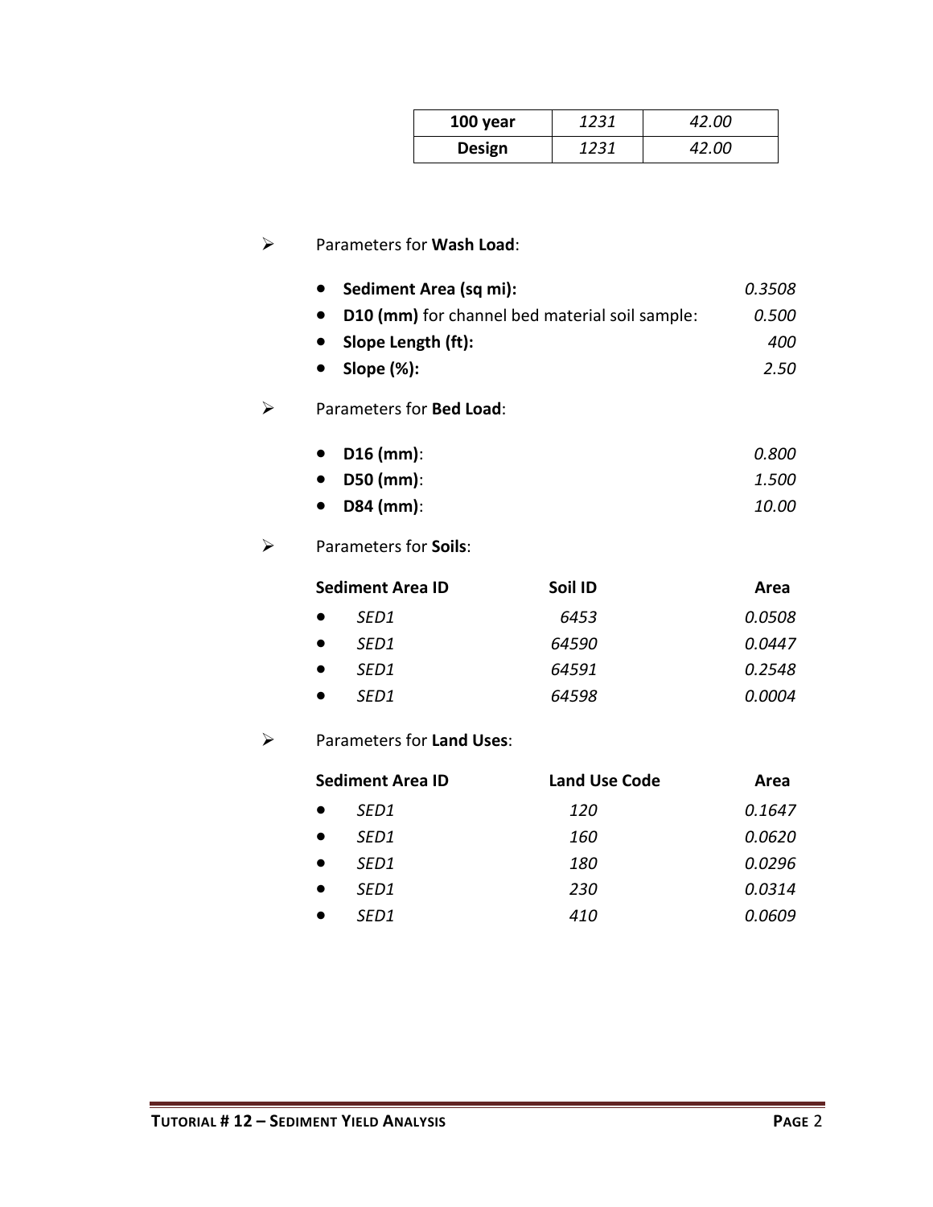| 100 year | *1231* | *42.00* |
|---|---|---|
| **Design** | *1231* | *42.00* |

- Parameters for **Wash Load**:

  - **Sediment Area (sq mi):** *0.3508*
  - **D10 (mm)** for channel bed material soil sample: *0.500*
  - **Slope Length (ft):** *400*
  - **Slope (%):** *2.50*

- Parameters for **Bed Load**:

  - **D16 (mm)**: *0.800*
  - **D50 (mm)**: *1.500*
  - **D84 (mm)**: *10.00*

- Parameters for **Soils**:

| Sediment Area ID | Soil ID | Area |
|---|---|---|
| *SED1* | *6453* | *0.0508* |
| *SED1* | *64590* | *0.0447* |
| *SED1* | *64591* | *0.2548* |
| *SED1* | *64598* | *0.0004* |

- Parameters for **Land Uses**:

| Sediment Area ID | Land Use Code | Area |
|---|---|---|
| *SED1* | *120* | *0.1647* |
| *SED1* | *160* | *0.0620* |
| *SED1* | *180* | *0.0296* |
| *SED1* | *230* | *0.0314* |
| *SED1* | *410* | *0.0609* |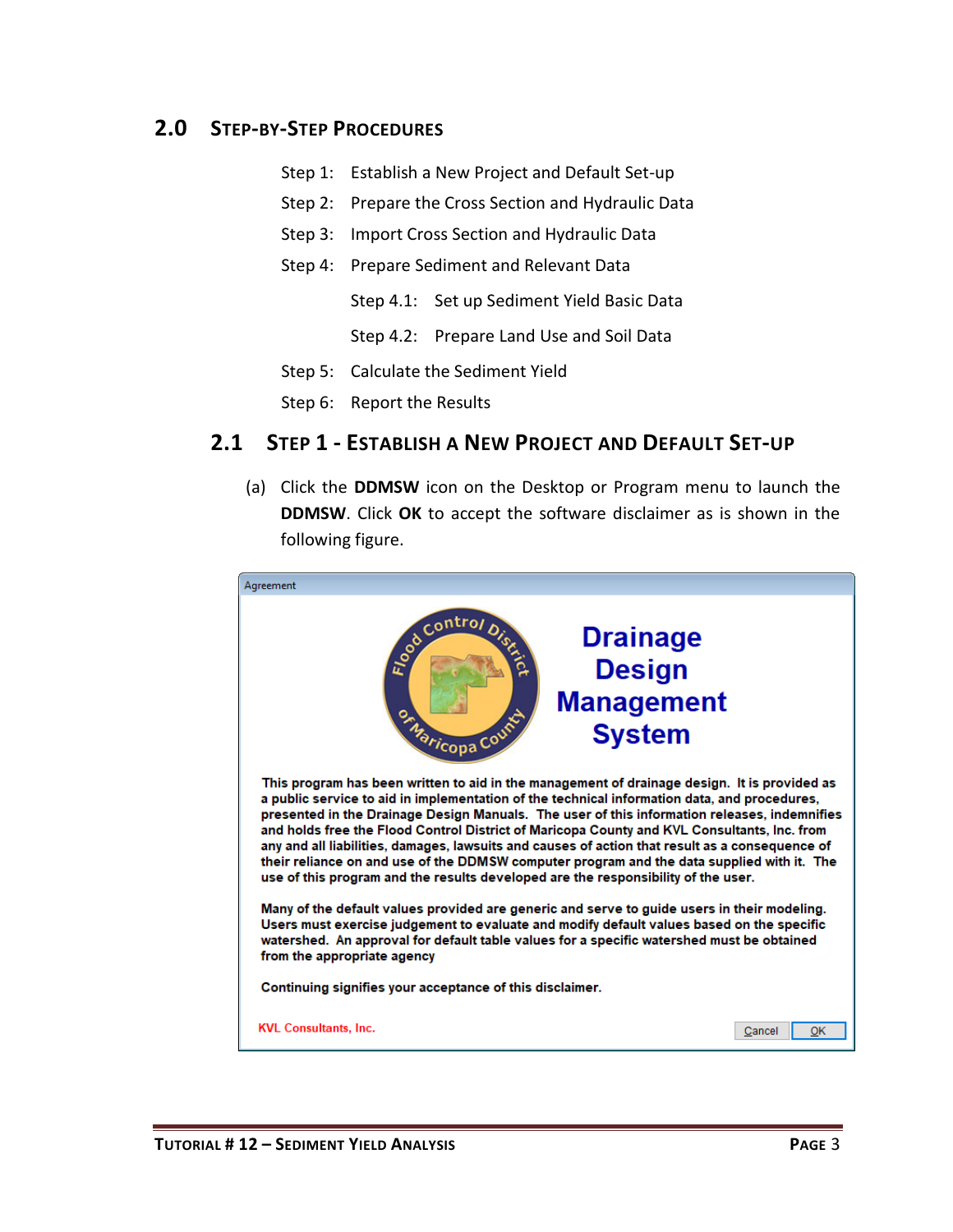# 2.0 STEP-BY-STEP PROCEDURES

Step 1: Establish a New Project and Default Set-up

Step 2: Prepare the Cross Section and Hydraulic Data

Step 3: Import Cross Section and Hydraulic Data

Step 4: Prepare Sediment and Relevant Data

- Step 4.1: Set up Sediment Yield Basic Data
- Step 4.2: Prepare Land Use and Soil Data

Step 5: Calculate the Sediment Yield

Step 6: Report the Results

## 2.1 STEP 1 - ESTABLISH A NEW PROJECT AND DEFAULT SET-UP

(a) Click the **DDMSW** icon on the Desktop or Program menu to launch the **DDMSW**. Click **OK** to accept the software disclaimer as is shown in the following figure.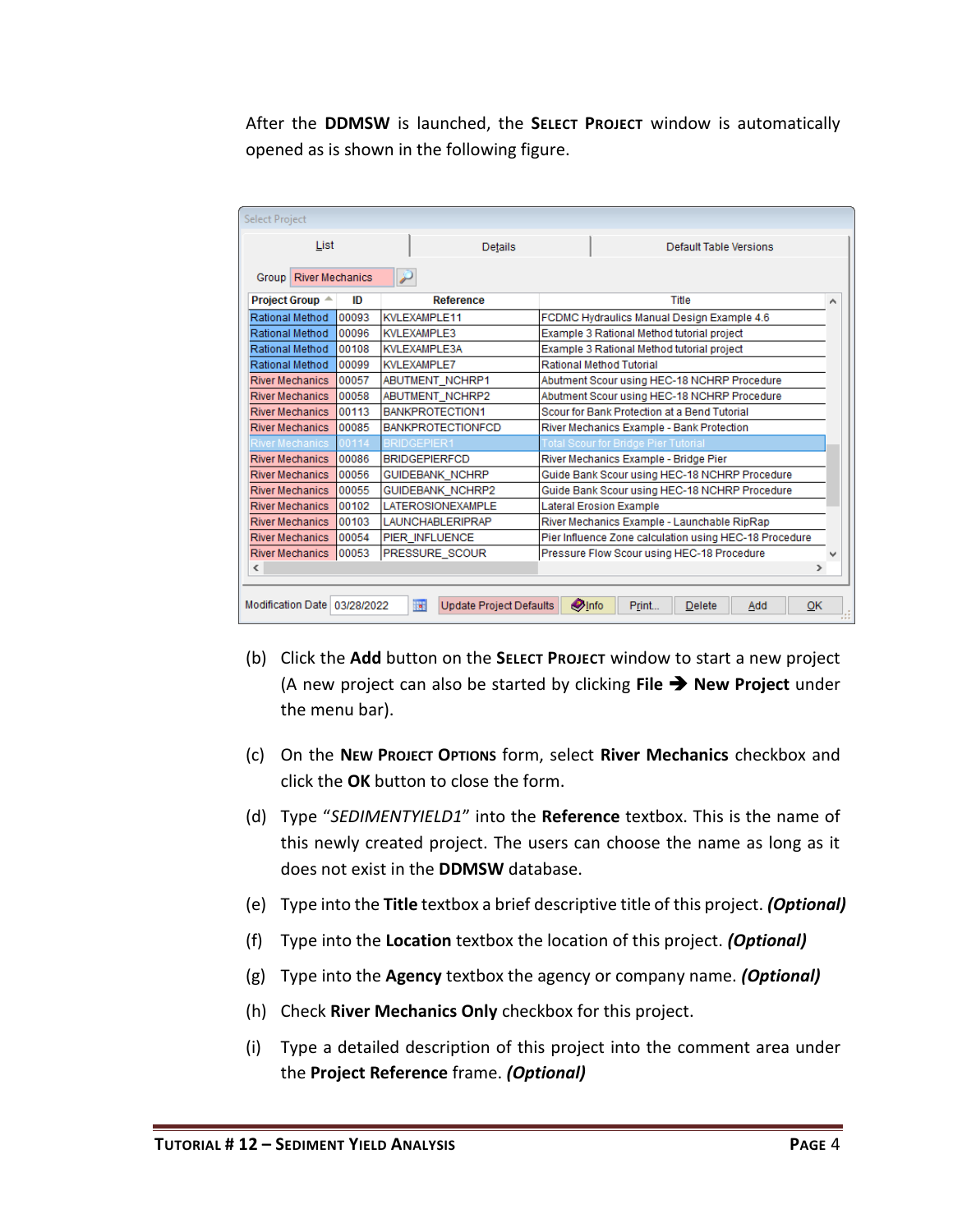After the **DDMSW** is launched, the **SELECT PROJECT** window is automatically opened as is shown in the following figure.

| Project Group | ID | Reference | Title |
|---|---|---|---|
| Rational Method | 00093 | KVLEXAMPLE11 | FCDMC Hydraulics Manual Design Example 4.6 |
| Rational Method | 00096 | KVLEXAMPLE3 | Example 3 Rational Method tutorial project |
| Rational Method | 00108 | KVLEXAMPLE3A | Example 3 Rational Method tutorial project |
| Rational Method | 00099 | KVLEXAMPLE7 | Rational Method Tutorial |
| River Mechanics | 00057 | ABUTMENT_NCHRP1 | Abutment Scour using HEC-18 NCHRP Procedure |
| River Mechanics | 00058 | ABUTMENT_NCHRP2 | Abutment Scour using HEC-18 NCHRP Procedure |
| River Mechanics | 00113 | BANKPROTECTION1 | Scour for Bank Protection at a Bend Tutorial |
| River Mechanics | 00085 | BANKPROTECTIONFCD | River Mechanics Example - Bank Protection |
| River Mechanics | 00114 | BRIDGEPIER1 | Total Scour for Bridge Pier Tutorial |
| River Mechanics | 00086 | BRIDGEPIERFCD | River Mechanics Example - Bridge Pier |
| River Mechanics | 00056 | GUIDEBANK_NCHRP | Guide Bank Scour using HEC-18 NCHRP Procedure |
| River Mechanics | 00055 | GUIDEBANK_NCHRP2 | Guide Bank Scour using HEC-18 NCHRP Procedure |
| River Mechanics | 00102 | LATEROSIONEXAMPLE | Lateral Erosion Example |
| River Mechanics | 00103 | LAUNCHABLERIPRAP | River Mechanics Example - Launchable RipRap |
| River Mechanics | 00054 | PIER_INFLUENCE | Pier Influence Zone calculation using HEC-18 Procedure |
| River Mechanics | 00053 | PRESSURE_SCOUR | Pressure Flow Scour using HEC-18 Procedure |

(b) Click the **Add** button on the **SELECT PROJECT** window to start a new project (A new project can also be started by clicking **File ➔ New Project** under the menu bar).

(c) On the **NEW PROJECT OPTIONS** form, select **River Mechanics** checkbox and click the **OK** button to close the form.

(d) Type "*SEDIMENTYIELD1*" into the **Reference** textbox. This is the name of this newly created project. The users can choose the name as long as it does not exist in the **DDMSW** database.

(e) Type into the **Title** textbox a brief descriptive title of this project. ***(Optional)***

(f) Type into the **Location** textbox the location of this project. ***(Optional)***

(g) Type into the **Agency** textbox the agency or company name. ***(Optional)***

(h) Check **River Mechanics Only** checkbox for this project.

(i) Type a detailed description of this project into the comment area under the **Project Reference** frame. ***(Optional)***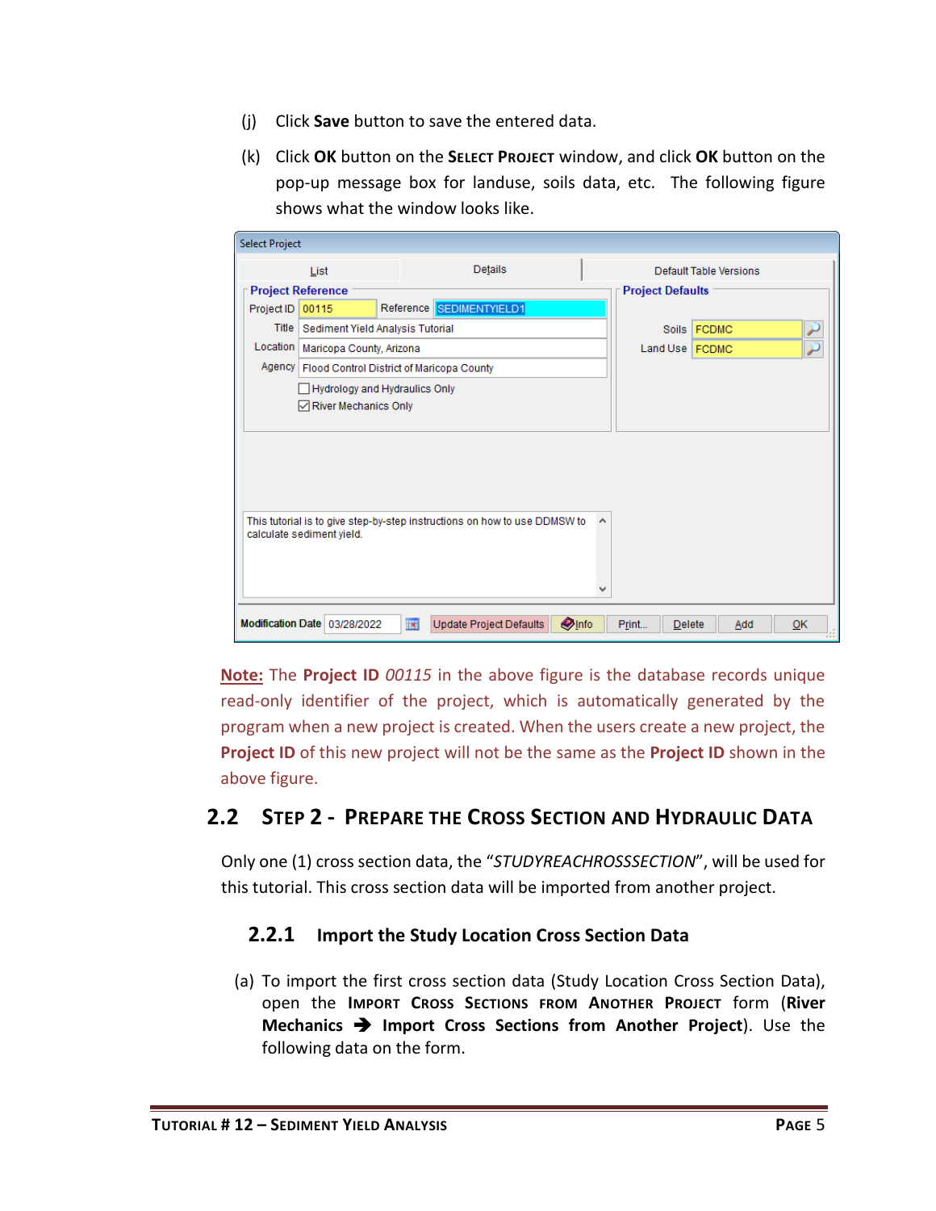(j) Click **Save** button to save the entered data.

(k) Click **OK** button on the **SELECT PROJECT** window, and click **OK** button on the pop-up message box for landuse, soils data, etc. The following figure shows what the window looks like.

**Note:** The **Project ID** *00115* in the above figure is the database records unique read-only identifier of the project, which is automatically generated by the program when a new project is created. When the users create a new project, the **Project ID** of this new project will not be the same as the **Project ID** shown in the above figure.

## 2.2 STEP 2 - PREPARE THE CROSS SECTION AND HYDRAULIC DATA

Only one (1) cross section data, the "*STUDYREACHCROSSSECTION*", will be used for this tutorial. This cross section data will be imported from another project.

### 2.2.1 Import the Study Location Cross Section Data

(a) To import the first cross section data (Study Location Cross Section Data), open the **IMPORT CROSS SECTIONS FROM ANOTHER PROJECT** form (**River Mechanics ➔ Import Cross Sections from Another Project**). Use the following data on the form.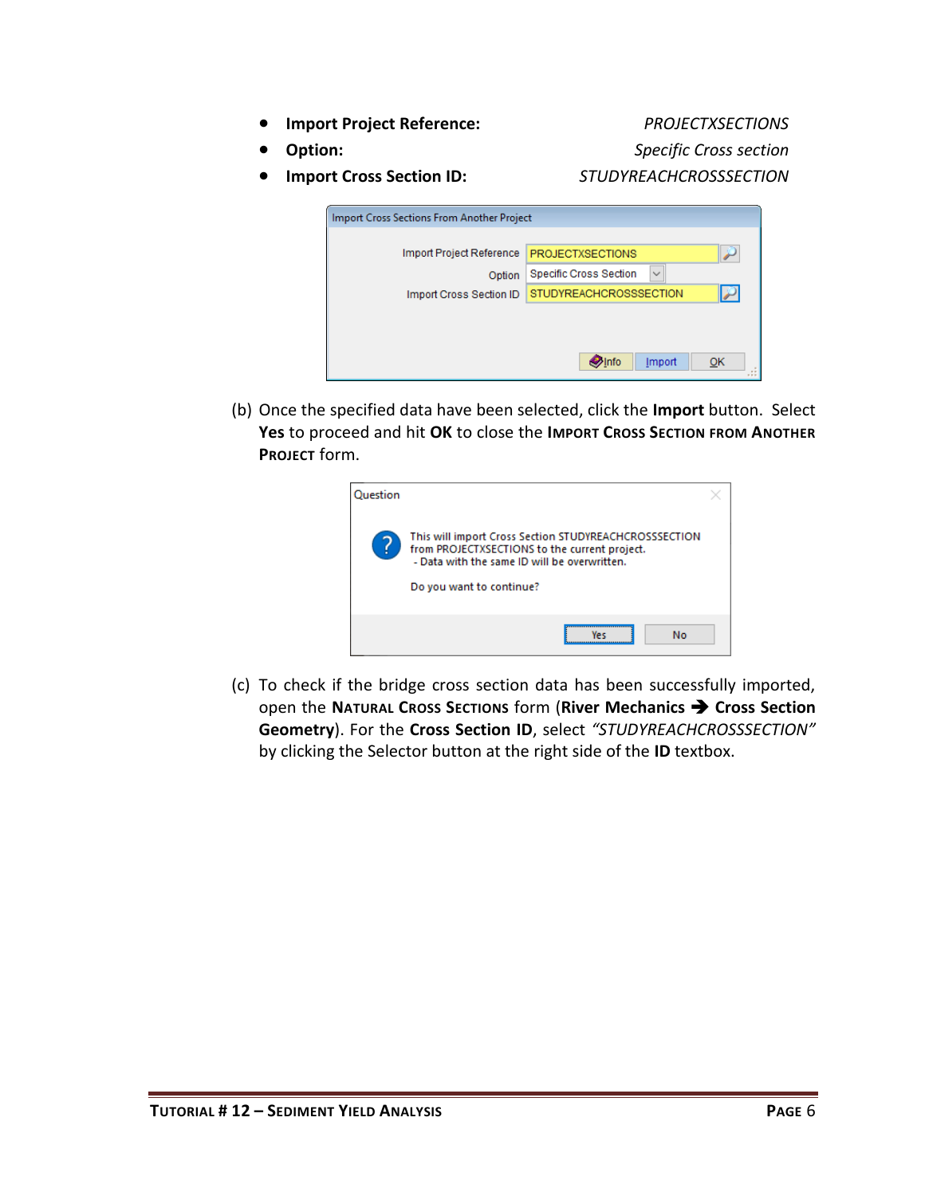- **Import Project Reference:** *PROJECTXSECTIONS*
- **Option:** *Specific Cross section*
- **Import Cross Section ID:** *STUDYREACHCROSSSECTION*

(b) Once the specified data have been selected, click the **Import** button. Select **Yes** to proceed and hit **OK** to close the **IMPORT CROSS SECTION FROM ANOTHER PROJECT** form.

(c) To check if the bridge cross section data has been successfully imported, open the **NATURAL CROSS SECTIONS** form (**River Mechanics ➔ Cross Section Geometry**). For the **Cross Section ID**, select *"STUDYREACHCROSSSECTION"* by clicking the Selector button at the right side of the **ID** textbox.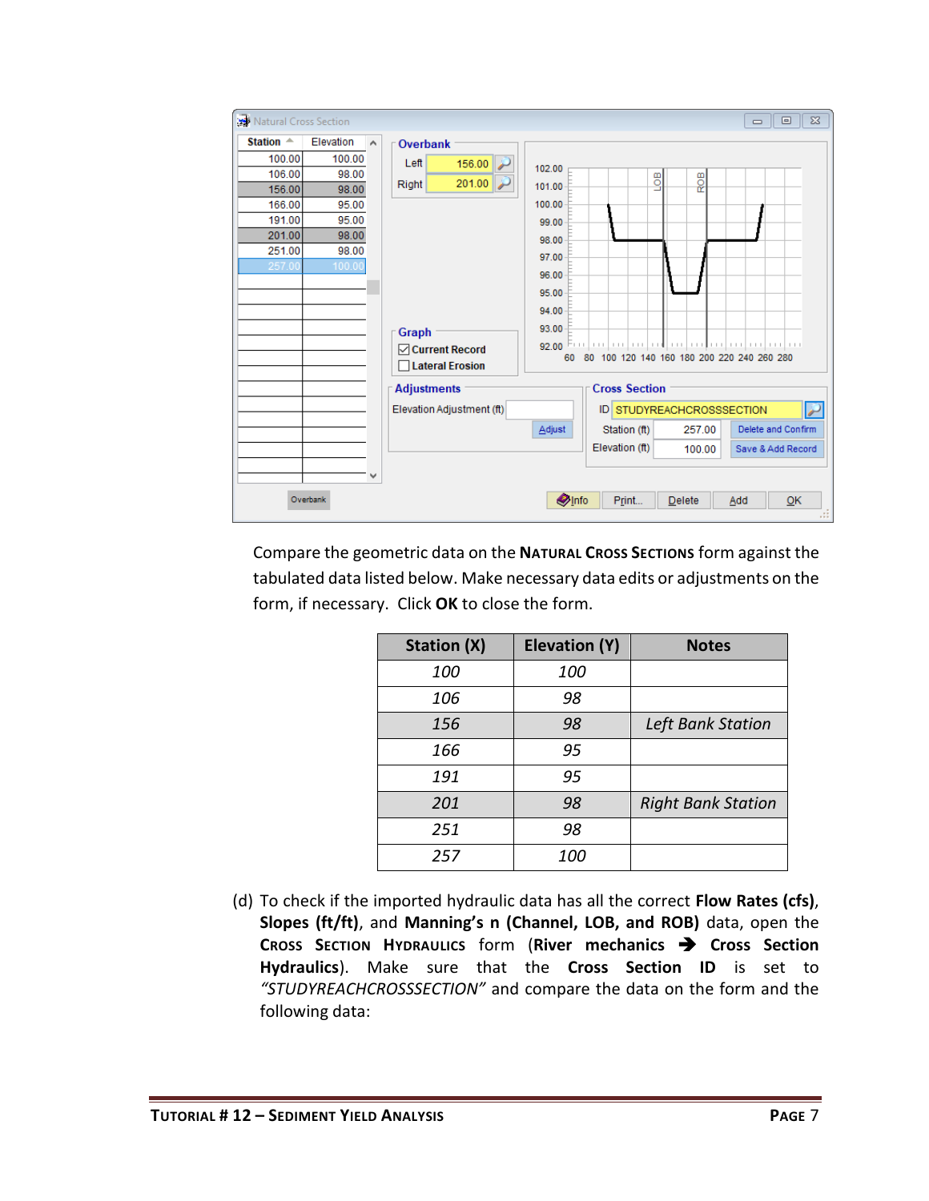Compare the geometric data on the **Natural Cross Sections** form against the tabulated data listed below. Make necessary data edits or adjustments on the form, if necessary. Click **OK** to close the form.

| Station (X) | Elevation (Y) | Notes |
|---|---|---|
| *100* | *100* | |
| *106* | *98* | |
| *156* | *98* | *Left Bank Station* |
| *166* | *95* | |
| *191* | *95* | |
| *201* | *98* | *Right Bank Station* |
| *251* | *98* | |
| *257* | *100* | |

(d) To check if the imported hydraulic data has all the correct **Flow Rates (cfs)**, **Slopes (ft/ft)**, and **Manning's n (Channel, LOB, and ROB)** data, open the **Cross Section Hydraulics** form (**River mechanics ➔ Cross Section Hydraulics**). Make sure that the **Cross Section ID** is set to *"STUDYREACHCROSSSECTION"* and compare the data on the form and the following data: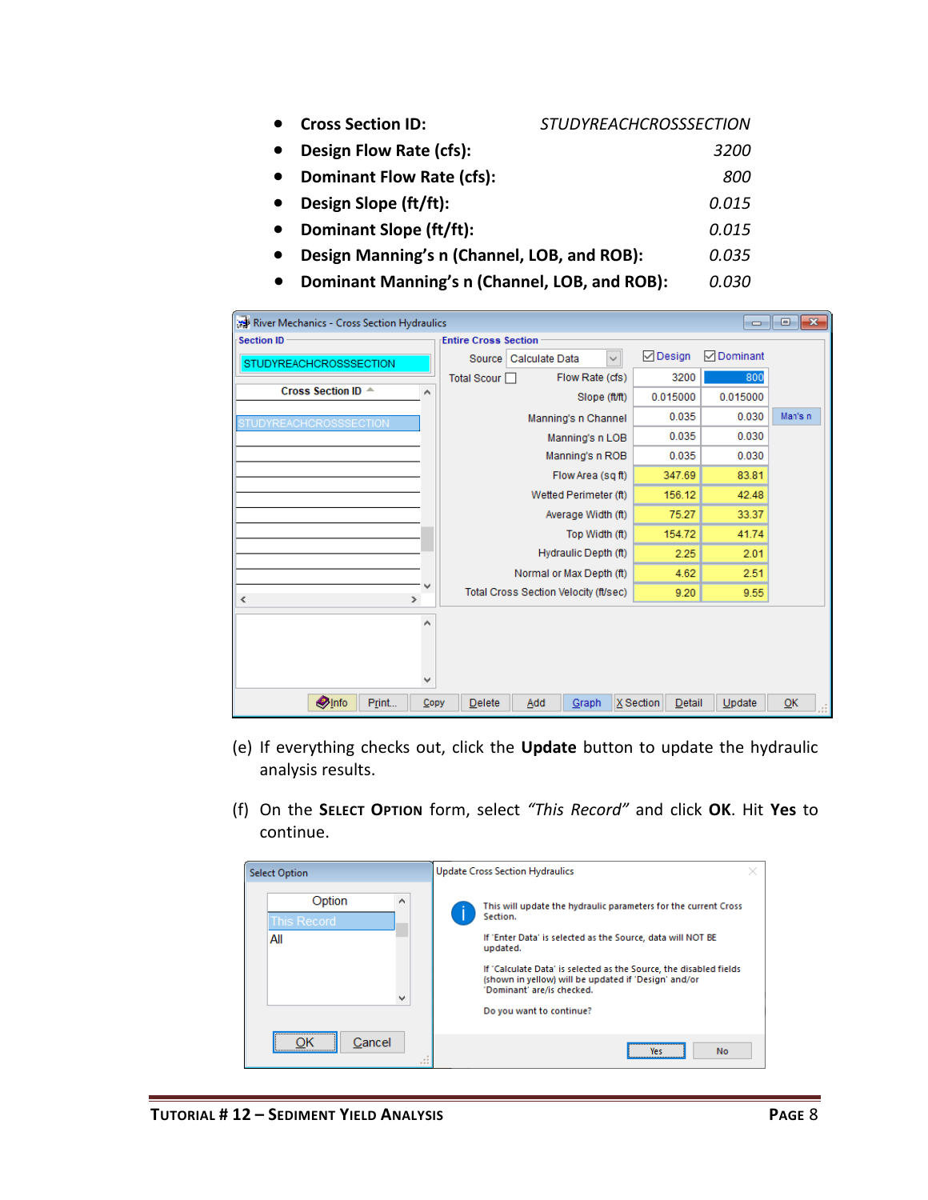- **Cross Section ID:** *STUDYREACHCROSSSECTION*
- **Design Flow Rate (cfs):** *3200*
- **Dominant Flow Rate (cfs):** *800*
- **Design Slope (ft/ft):** *0.015*
- **Dominant Slope (ft/ft):** *0.015*
- **Design Manning's n (Channel, LOB, and ROB):** *0.035*
- **Dominant Manning's n (Channel, LOB, and ROB):** *0.030*

(e) If everything checks out, click the **Update** button to update the hydraulic analysis results.

(f) On the **Select Option** form, select *"This Record"* and click **OK**. Hit **Yes** to continue.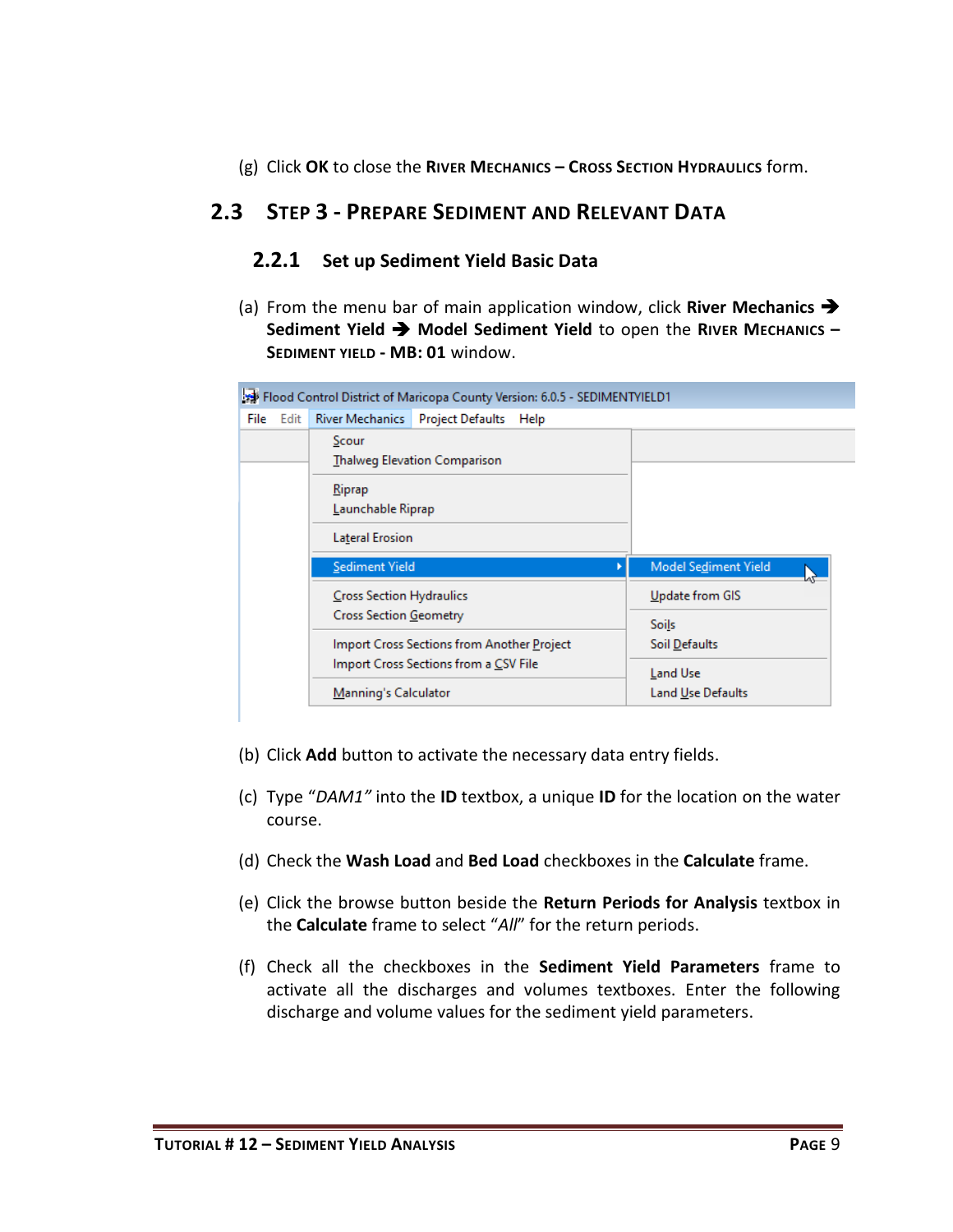(g) Click **OK** to close the **River Mechanics – Cross Section Hydraulics** form.

## 2.3 Step 3 - Prepare Sediment and Relevant Data

### 2.2.1 Set up Sediment Yield Basic Data

(a) From the menu bar of main application window, click **River Mechanics ➔ Sediment Yield ➔ Model Sediment Yield** to open the **River Mechanics – Sediment Yield - MB: 01** window.

(b) Click **Add** button to activate the necessary data entry fields.

(c) Type *"DAM1"* into the **ID** textbox, a unique **ID** for the location on the water course.

(d) Check the **Wash Load** and **Bed Load** checkboxes in the **Calculate** frame.

(e) Click the browse button beside the **Return Periods for Analysis** textbox in the **Calculate** frame to select "*All*" for the return periods.

(f) Check all the checkboxes in the **Sediment Yield Parameters** frame to activate all the discharges and volumes textboxes. Enter the following discharge and volume values for the sediment yield parameters.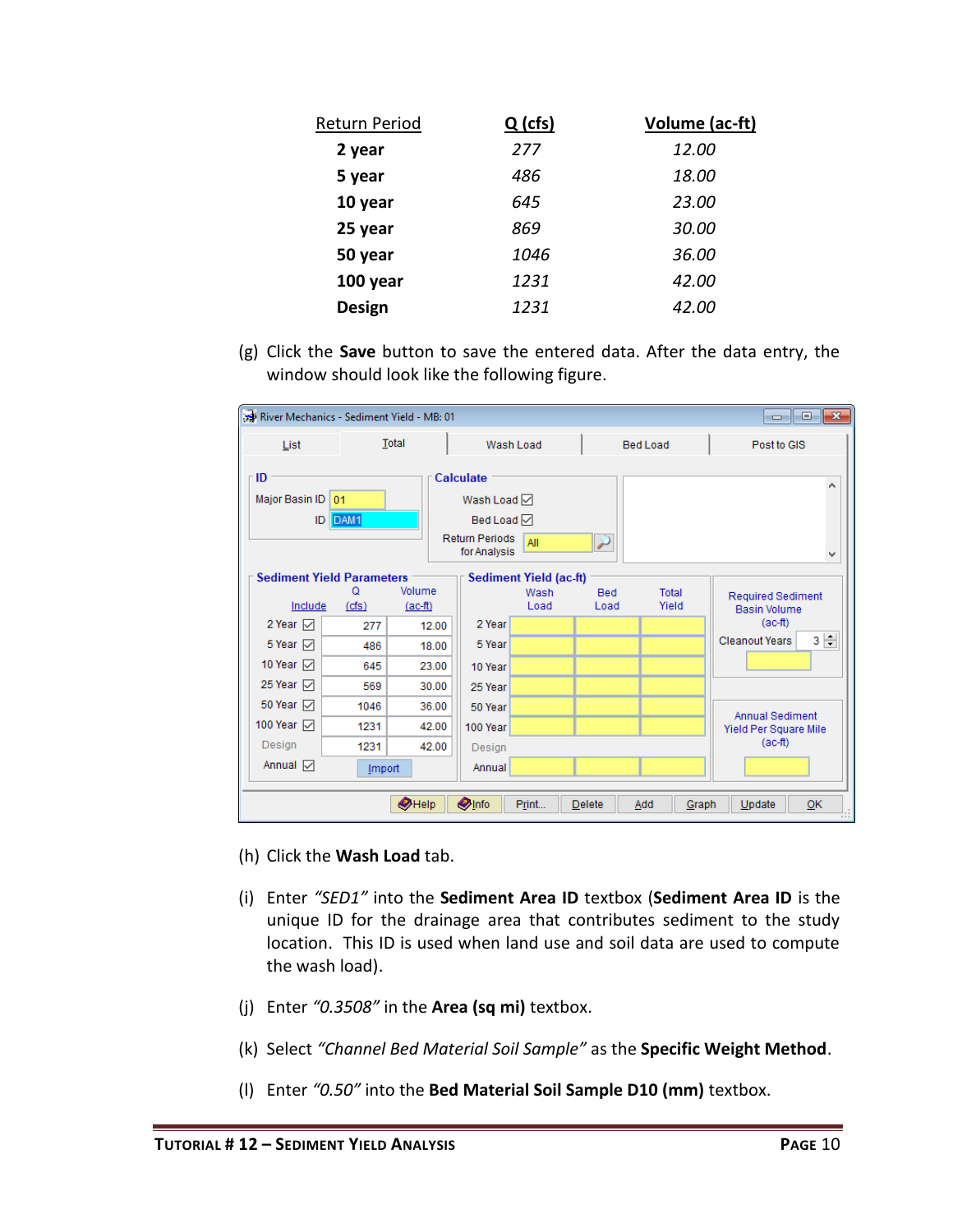| Return Period | Q (cfs) | Volume (ac-ft) |
|---|---|---|
| **2 year** | *277* | *12.00* |
| **5 year** | *486* | *18.00* |
| **10 year** | *645* | *23.00* |
| **25 year** | *869* | *30.00* |
| **50 year** | *1046* | *36.00* |
| **100 year** | *1231* | *42.00* |
| **Design** | *1231* | *42.00* |

(g) Click the **Save** button to save the entered data. After the data entry, the window should look like the following figure.

(h) Click the **Wash Load** tab.

(i) Enter *"SED1"* into the **Sediment Area ID** textbox (**Sediment Area ID** is the unique ID for the drainage area that contributes sediment to the study location. This ID is used when land use and soil data are used to compute the wash load).

(j) Enter *"0.3508"* in the **Area (sq mi)** textbox.

(k) Select *"Channel Bed Material Soil Sample"* as the **Specific Weight Method**.

(l) Enter *"0.50"* into the **Bed Material Soil Sample D10 (mm)** textbox.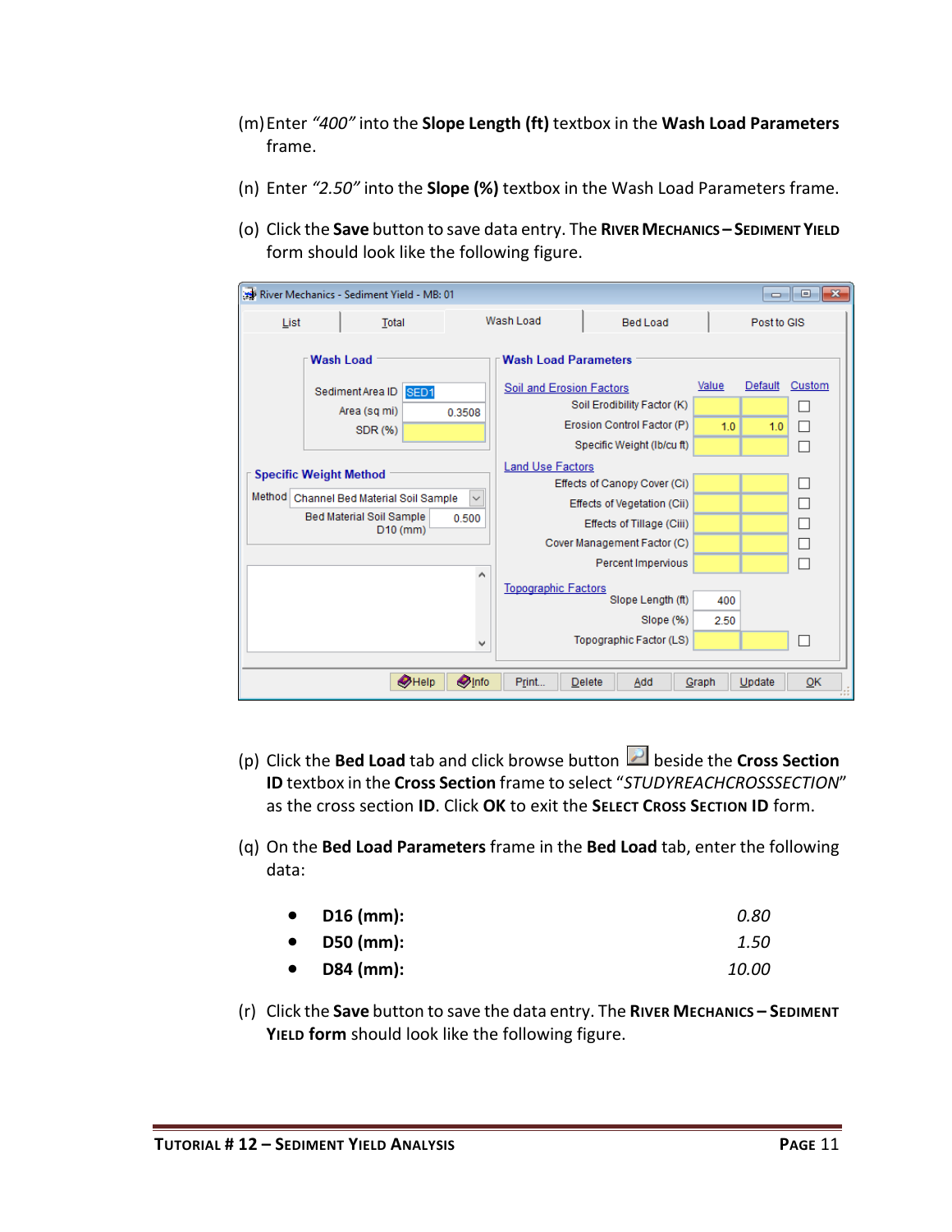(m) Enter *"400"* into the **Slope Length (ft)** textbox in the **Wash Load Parameters** frame.

(n) Enter *"2.50"* into the **Slope (%)** textbox in the Wash Load Parameters frame.

(o) Click the **Save** button to save data entry. The **River Mechanics – Sediment Yield** form should look like the following figure.

(p) Click the **Bed Load** tab and click browse button beside the **Cross Section ID** textbox in the **Cross Section** frame to select "*STUDYREACHCROSSSECTION*" as the cross section **ID**. Click **OK** to exit the **Select Cross Section ID** form.

(q) On the **Bed Load Parameters** frame in the **Bed Load** tab, enter the following data:

- **D16 (mm):** *0.80*
- **D50 (mm):** *1.50*
- **D84 (mm):** *10.00*

(r) Click the **Save** button to save the data entry. The **River Mechanics – Sediment Yield form** should look like the following figure.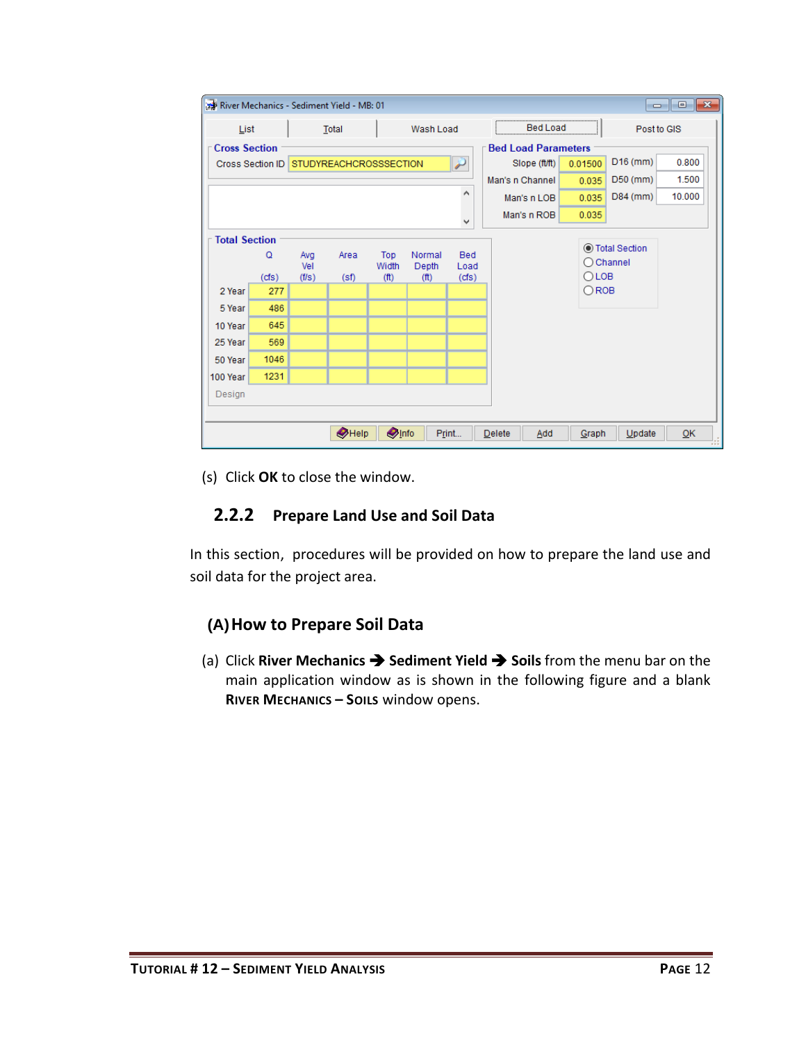(s) Click **OK** to close the window.

### 2.2.2 Prepare Land Use and Soil Data

In this section, procedures will be provided on how to prepare the land use and soil data for the project area.

#### (A) How to Prepare Soil Data

(a) Click **River Mechanics** ➔ **Sediment Yield** ➔ **Soils** from the menu bar on the main application window as is shown in the following figure and a blank **RIVER MECHANICS – SOILS** window opens.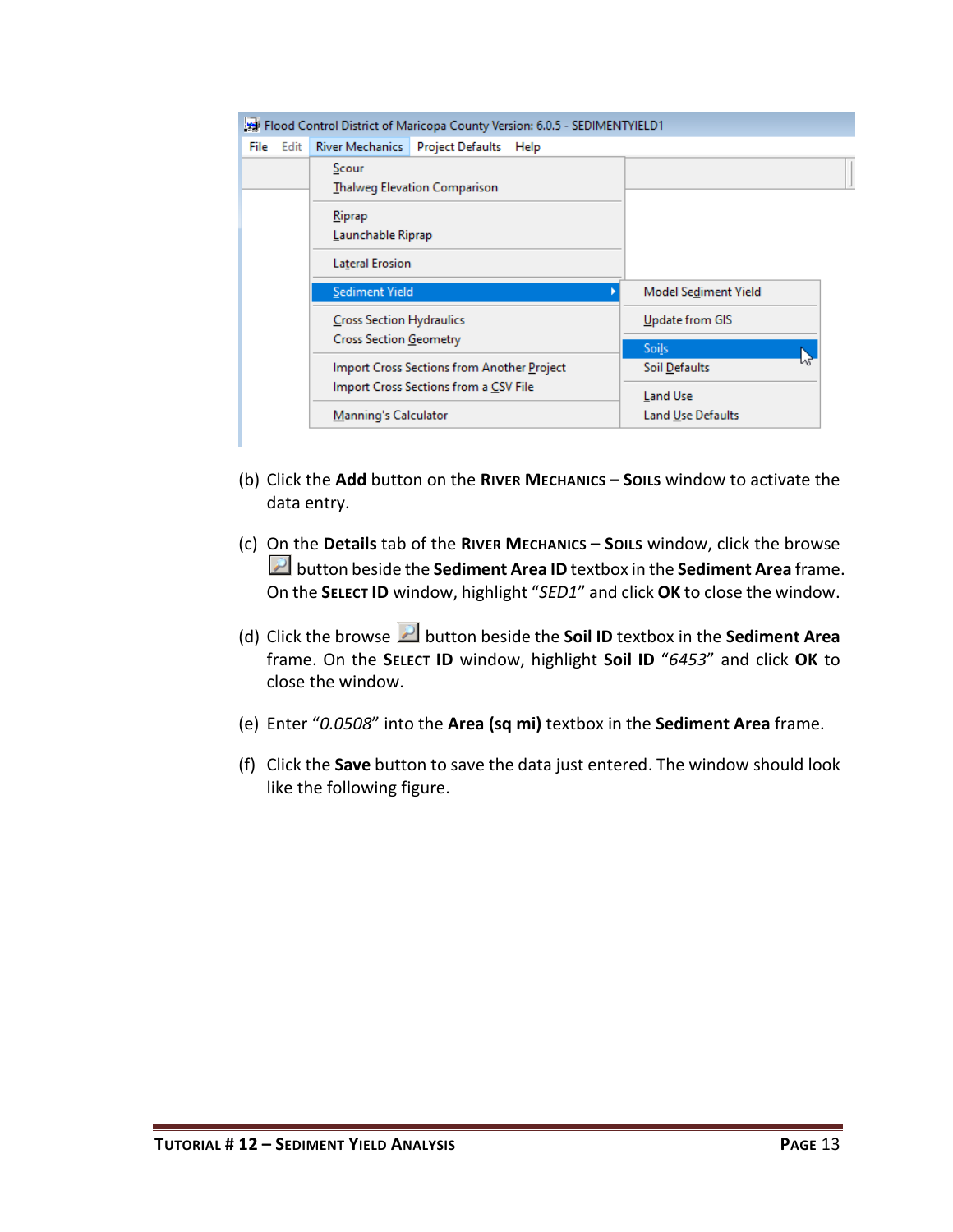(b) Click the **Add** button on the **River Mechanics – Soils** window to activate the data entry.

(c) On the **Details** tab of the **River Mechanics – Soils** window, click the browse button beside the **Sediment Area ID** textbox in the **Sediment Area** frame. On the **Select ID** window, highlight "*SED1*" and click **OK** to close the window.

(d) Click the browse button beside the **Soil ID** textbox in the **Sediment Area** frame. On the **Select ID** window, highlight **Soil ID** "*6453*" and click **OK** to close the window.

(e) Enter "*0.0508*" into the **Area (sq mi)** textbox in the **Sediment Area** frame.

(f) Click the **Save** button to save the data just entered. The window should look like the following figure.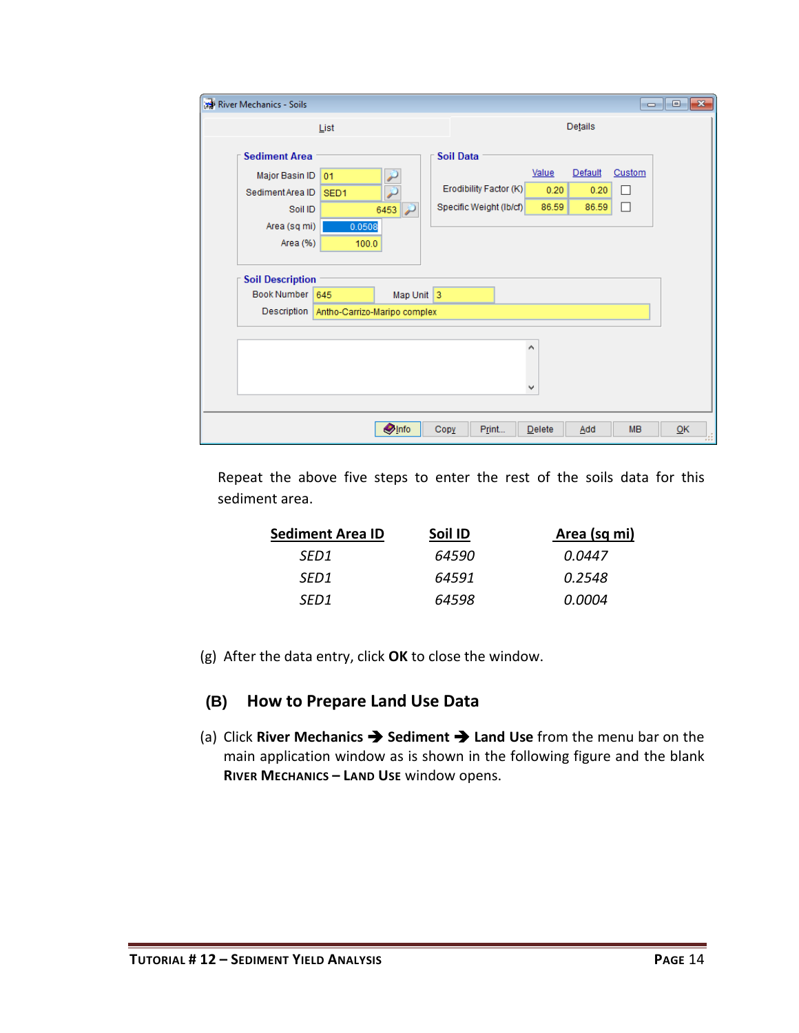Repeat the above five steps to enter the rest of the soils data for this sediment area.

| Sediment Area ID | Soil ID | Area (sq mi) |
|---|---|---|
| *SED1* | *64590* | *0.0447* |
| *SED1* | *64591* | *0.2548* |
| *SED1* | *64598* | *0.0004* |

(g) After the data entry, click **OK** to close the window.

## (B) How to Prepare Land Use Data

(a) Click **River Mechanics ➔ Sediment ➔ Land Use** from the menu bar on the main application window as is shown in the following figure and the blank **RIVER MECHANICS – LAND USE** window opens.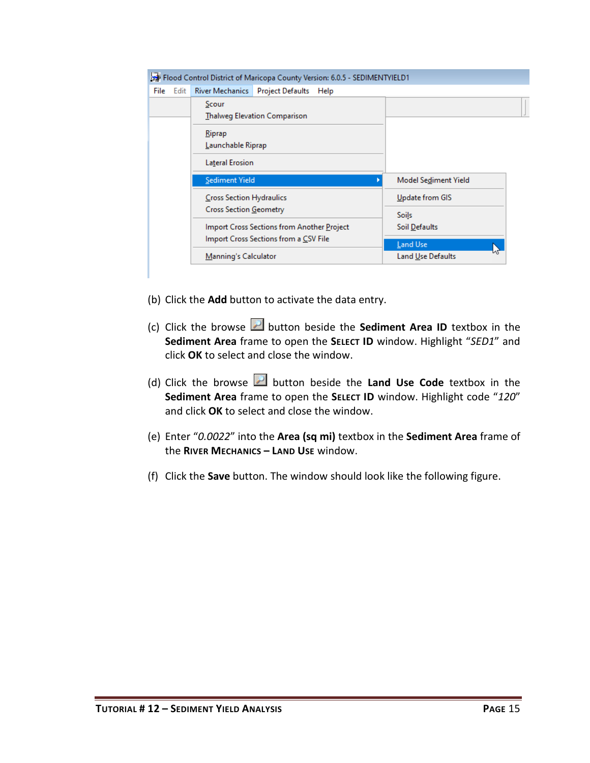(b) Click the **Add** button to activate the data entry.

(c) Click the browse button beside the **Sediment Area ID** textbox in the **Sediment Area** frame to open the **Select ID** window. Highlight "*SED1*" and click **OK** to select and close the window.

(d) Click the browse button beside the **Land Use Code** textbox in the **Sediment Area** frame to open the **Select ID** window. Highlight code "*120*" and click **OK** to select and close the window.

(e) Enter "*0.0022*" into the **Area (sq mi)** textbox in the **Sediment Area** frame of the **River Mechanics – Land Use** window.

(f) Click the **Save** button. The window should look like the following figure.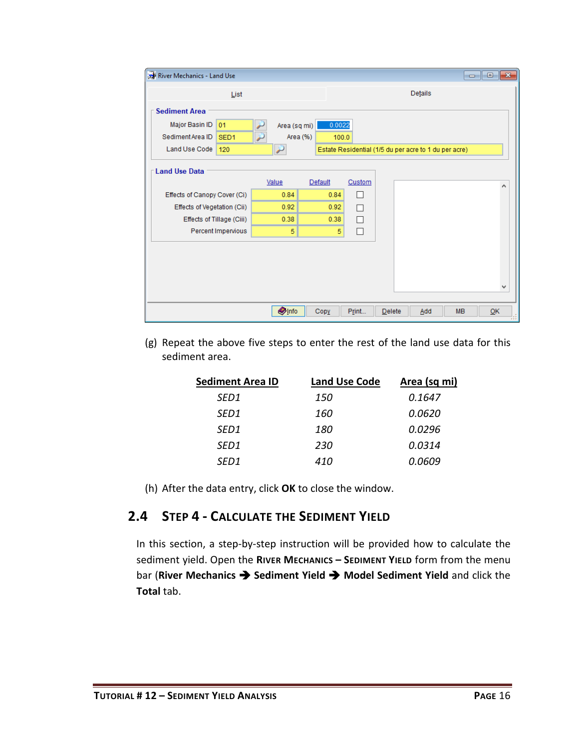(g) Repeat the above five steps to enter the rest of the land use data for this sediment area.

| Sediment Area ID | Land Use Code | Area (sq mi) |
|---|---|---|
| *SED1* | *150* | *0.1647* |
| *SED1* | *160* | *0.0620* |
| *SED1* | *180* | *0.0296* |
| *SED1* | *230* | *0.0314* |
| *SED1* | *410* | *0.0609* |

(h) After the data entry, click **OK** to close the window.

## 2.4 Step 4 - Calculate the Sediment Yield

In this section, a step-by-step instruction will be provided how to calculate the sediment yield. Open the **River Mechanics – Sediment Yield** form from the menu bar (**River Mechanics ➔ Sediment Yield ➔ Model Sediment Yield** and click the **Total** tab.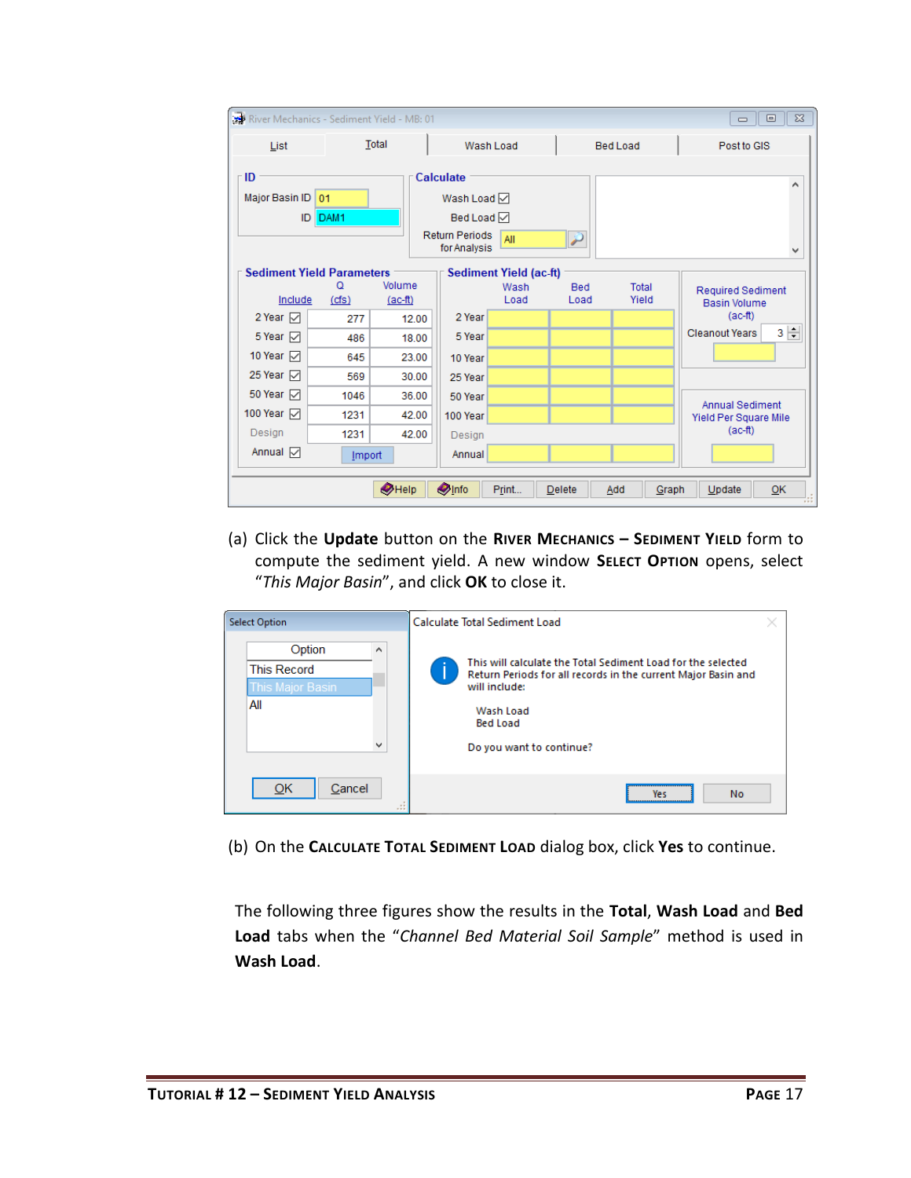(a) Click the **Update** button on the **River Mechanics – Sediment Yield** form to compute the sediment yield. A new window **Select Option** opens, select "*This Major Basin*", and click **OK** to close it.

(b) On the **Calculate Total Sediment Load** dialog box, click **Yes** to continue.

The following three figures show the results in the **Total**, **Wash Load** and **Bed Load** tabs when the "*Channel Bed Material Soil Sample*" method is used in **Wash Load**.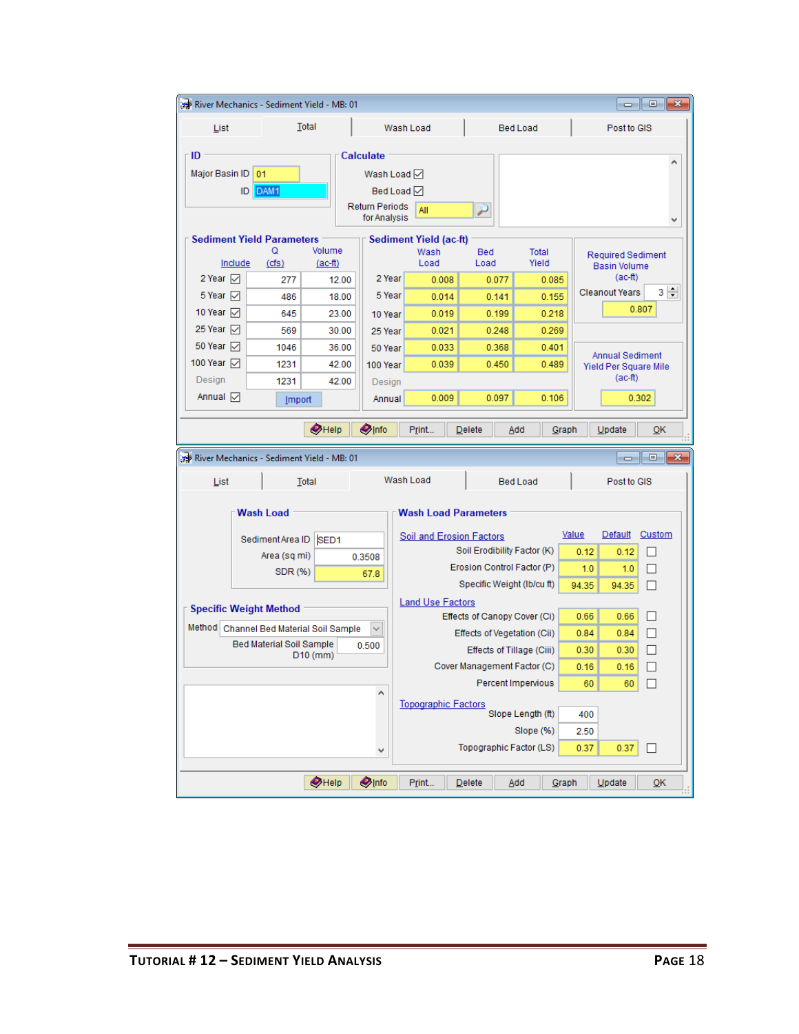River Mechanics - Sediment Yield - MB: 01

List | Total | Wash Load | Bed Load | Post to GIS

**ID**

Major Basin ID: 01

ID: DAM1

**Calculate**

Wash Load ☑

Bed Load ☑

Return Periods for Analysis: All

**Sediment Yield Parameters**

| Include | | Q (cfs) | Volume (ac-ft) |
|---|---|---|---|
| 2 Year | ☑ | 277 | 12.00 |
| 5 Year | ☑ | 486 | 18.00 |
| 10 Year | ☑ | 645 | 23.00 |
| 25 Year | ☑ | 569 | 30.00 |
| 50 Year | ☑ | 1046 | 36.00 |
| 100 Year | ☑ | 1231 | 42.00 |
| Design | | 1231 | 42.00 |
| Annual | ☑ | Import | |

**Sediment Yield (ac-ft)**

| | Wash Load | Bed Load | Total Yield |
|---|---|---|---|
| 2 Year | 0.008 | 0.077 | 0.085 |
| 5 Year | 0.014 | 0.141 | 0.155 |
| 10 Year | 0.019 | 0.199 | 0.218 |
| 25 Year | 0.021 | 0.248 | 0.269 |
| 50 Year | 0.033 | 0.368 | 0.401 |
| 100 Year | 0.039 | 0.450 | 0.489 |
| Design | | | |
| Annual | 0.009 | 0.097 | 0.106 |

**Required Sediment Basin Volume (ac-ft)**

Cleanout Years: 3

0.807

**Annual Sediment Yield Per Square Mile (ac-ft)**

0.302

Help | Info | Print... | Delete | Add | Graph | Update | OK

River Mechanics - Sediment Yield - MB: 01

List | Total | Wash Load | Bed Load | Post to GIS

**Wash Load**

Sediment Area ID: SED1

Area (sq mi): 0.3508

SDR (%): 67.8

**Specific Weight Method**

Method: Channel Bed Material Soil Sample

Bed Material Soil Sample D10 (mm): 0.500

**Wash Load Parameters**

| | Value | Default | Custom |
|---|---|---|---|
| **Soil and Erosion Factors** | | | |
| Soil Erodibility Factor (K) | 0.12 | 0.12 | ☐ |
| Erosion Control Factor (P) | 1.0 | 1.0 | ☐ |
| Specific Weight (lb/cu ft) | 94.35 | 94.35 | ☐ |
| **Land Use Factors** | | | |
| Effects of Canopy Cover (Ci) | 0.66 | 0.66 | ☐ |
| Effects of Vegetation (Cii) | 0.84 | 0.84 | ☐ |
| Effects of Tillage (Ciii) | 0.30 | 0.30 | ☐ |
| Cover Management Factor (C) | 0.16 | 0.16 | ☐ |
| Percent Impervious | 60 | 60 | ☐ |
| **Topographic Factors** | | | |
| Slope Length (ft) | 400 | | |
| Slope (%) | 2.50 | | |
| Topographic Factor (LS) | 0.37 | 0.37 | ☐ |

Help | Info | Print... | Delete | Add | Graph | Update | OK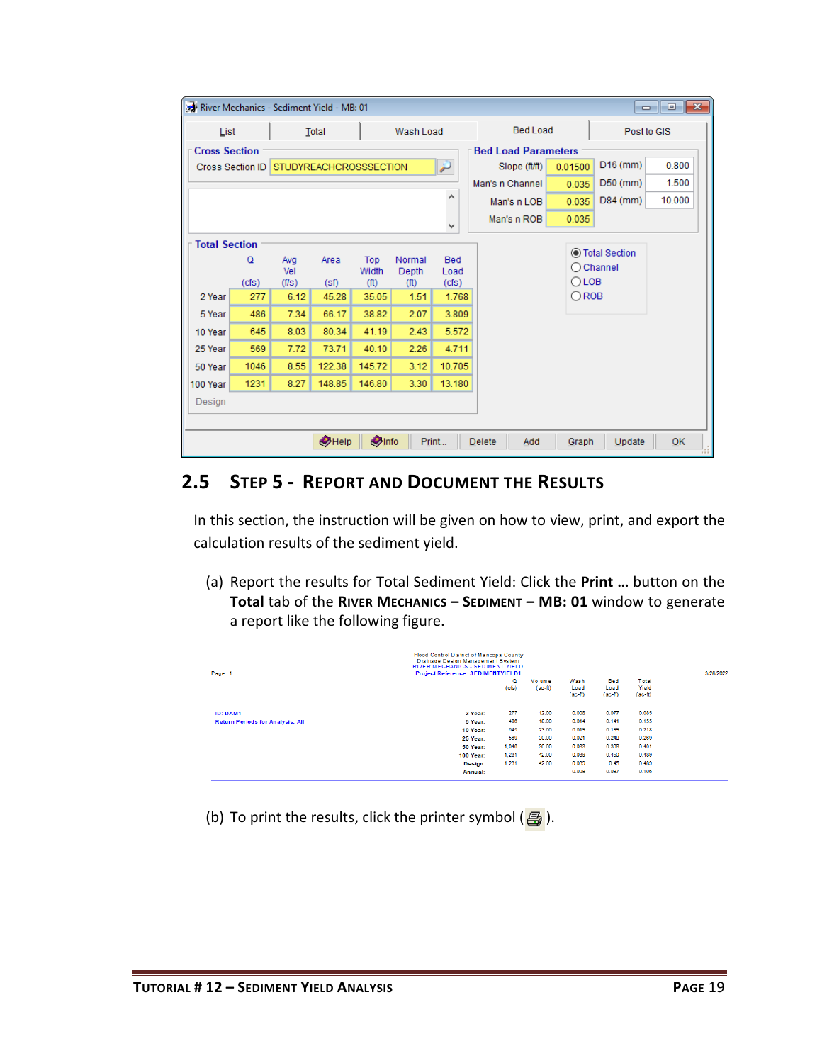River Mechanics - Sediment Yield - MB: 01

List | Total | Wash Load | Bed Load | Post to GIS

**Cross Section**

Cross Section ID: STUDYREACHCROSSSECTION

**Bed Load Parameters**

| | | | |
|---|---|---|---|
| Slope (ft/ft) | 0.01500 | D16 (mm) | 0.800 |
| Man's n Channel | 0.035 | D50 (mm) | 1.500 |
| Man's n LOB | 0.035 | D84 (mm) | 10.000 |
| Man's n ROB | 0.035 | | |

**Total Section**

| | Q (cfs) | Avg Vel (f/s) | Area (sf) | Top Width (ft) | Normal Depth (ft) | Bed Load (cfs) |
|---|---|---|---|---|---|---|
| 2 Year | 277 | 6.12 | 45.28 | 35.05 | 1.51 | 1.768 |
| 5 Year | 486 | 7.34 | 66.17 | 38.82 | 2.07 | 3.809 |
| 10 Year | 645 | 8.03 | 80.34 | 41.19 | 2.43 | 5.572 |
| 25 Year | 569 | 7.72 | 73.71 | 40.10 | 2.26 | 4.711 |
| 50 Year | 1046 | 8.55 | 122.38 | 145.72 | 3.12 | 10.705 |
| 100 Year | 1231 | 8.27 | 148.85 | 146.80 | 3.30 | 13.180 |
| Design | | | | | | |

◉ Total Section ○ Channel ○ LOB ○ ROB

Help | Info | Print... | Delete | Add | Graph | Update | OK

## 2.5 STEP 5 - REPORT AND DOCUMENT THE RESULTS

In this section, the instruction will be given on how to view, print, and export the calculation results of the sediment yield.

(a) Report the results for Total Sediment Yield: Click the **Print …** button on the **Total** tab of the **RIVER MECHANICS – SEDIMENT – MB: 01** window to generate a report like the following figure.

Flood Control District of Maricopa County
Drainage Design Management System
RIVER MECHANICS - SEDIMENT YIELD
Project Reference: SEDIMENTYIELD01

Page 1 — 3/28/2022

ID: DAM1
Return Periods for Analysis: All

| | Q (cfs) | Volume (ac-ft) | Wash Load (ac-ft) | Bed Load (ac-ft) | Total Yield (ac-ft) |
|---|---|---|---|---|---|
| 2 Year: | 277 | 12.00 | 0.008 | 0.077 | 0.085 |
| 5 Year: | 486 | 18.00 | 0.014 | 0.141 | 0.155 |
| 10 Year: | 645 | 23.00 | 0.019 | 0.199 | 0.218 |
| 25 Year: | 569 | 30.00 | 0.021 | 0.248 | 0.269 |
| 50 Year: | 1,046 | 36.00 | 0.033 | 0.368 | 0.401 |
| 100 Year: | 1,231 | 42.00 | 0.039 | 0.450 | 0.489 |
| Design: | 1,231 | 42.00 | 0.039 | 0.45 | 0.489 |
| Annual: | | | 0.009 | 0.097 | 0.106 |

(b) To print the results, click the printer symbol (🖶).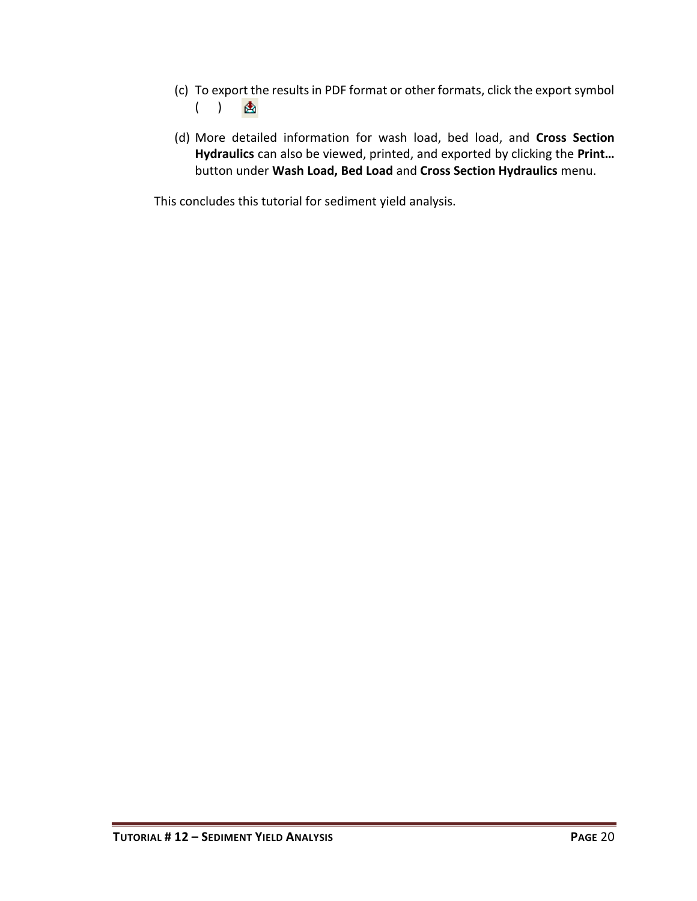(c) To export the results in PDF format or other formats, click the export symbol ( )

(d) More detailed information for wash load, bed load, and **Cross Section Hydraulics** can also be viewed, printed, and exported by clicking the **Print…** button under **Wash Load, Bed Load** and **Cross Section Hydraulics** menu.

This concludes this tutorial for sediment yield analysis.